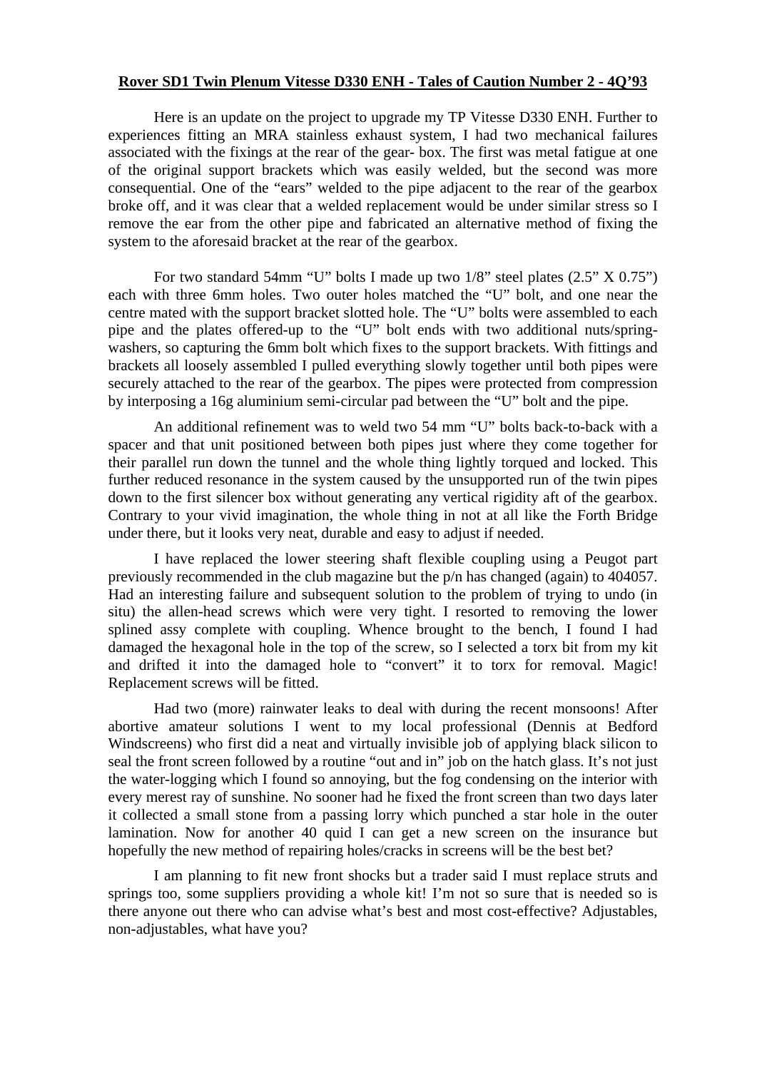**Rover SD1 Twin Plenum Vitesse D330 ENH - Tales of Caution Number 2 - 4Q'93**

Here is an update on the project to upgrade my TP Vitesse D330 ENH. Further to experiences fitting an MRA stainless exhaust system, I had two mechanical failures associated with the fixings at the rear of the gear- box. The first was metal fatigue at one of the original support brackets which was easily welded, but the second was more consequential. One of the "ears" welded to the pipe adjacent to the rear of the gearbox broke off, and it was clear that a welded replacement would be under similar stress so I remove the ear from the other pipe and fabricated an alternative method of fixing the system to the aforesaid bracket at the rear of the gearbox.

For two standard 54mm "U" bolts I made up two 1/8" steel plates (2.5" X 0.75") each with three 6mm holes. Two outer holes matched the "U" bolt, and one near the centre mated with the support bracket slotted hole. The "U" bolts were assembled to each pipe and the plates offered-up to the "U" bolt ends with two additional nuts/spring-washers, so capturing the 6mm bolt which fixes to the support brackets. With fittings and brackets all loosely assembled I pulled everything slowly together until both pipes were securely attached to the rear of the gearbox. The pipes were protected from compression by interposing a 16g aluminium semi-circular pad between the "U" bolt and the pipe.

An additional refinement was to weld two 54 mm "U" bolts back-to-back with a spacer and that unit positioned between both pipes just where they come together for their parallel run down the tunnel and the whole thing lightly torqued and locked. This further reduced resonance in the system caused by the unsupported run of the twin pipes down to the first silencer box without generating any vertical rigidity aft of the gearbox. Contrary to your vivid imagination, the whole thing in not at all like the Forth Bridge under there, but it looks very neat, durable and easy to adjust if needed.

I have replaced the lower steering shaft flexible coupling using a Peugot part previously recommended in the club magazine but the p/n has changed (again) to 404057. Had an interesting failure and subsequent solution to the problem of trying to undo (in situ) the allen-head screws which were very tight. I resorted to removing the lower splined assy complete with coupling. Whence brought to the bench, I found I had damaged the hexagonal hole in the top of the screw, so I selected a torx bit from my kit and drifted it into the damaged hole to "convert" it to torx for removal. Magic! Replacement screws will be fitted.

Had two (more) rainwater leaks to deal with during the recent monsoons! After abortive amateur solutions I went to my local professional (Dennis at Bedford Windscreens) who first did a neat and virtually invisible job of applying black silicon to seal the front screen followed by a routine "out and in" job on the hatch glass. It's not just the water-logging which I found so annoying, but the fog condensing on the interior with every merest ray of sunshine. No sooner had he fixed the front screen than two days later it collected a small stone from a passing lorry which punched a star hole in the outer lamination. Now for another 40 quid I can get a new screen on the insurance but hopefully the new method of repairing holes/cracks in screens will be the best bet?

I am planning to fit new front shocks but a trader said I must replace struts and springs too, some suppliers providing a whole kit! I'm not so sure that is needed so is there anyone out there who can advise what's best and most cost-effective? Adjustables, non-adjustables, what have you?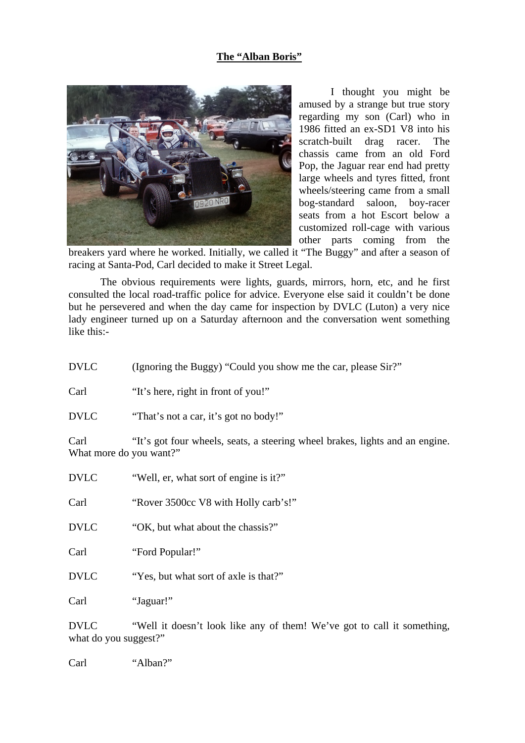# The "Alban Boris"

I thought you might be amused by a strange but true story regarding my son (Carl) who in 1986 fitted an ex-SD1 V8 into his scratch-built drag racer. The chassis came from an old Ford Pop, the Jaguar rear end had pretty large wheels and tyres fitted, front wheels/steering came from a small bog-standard saloon, boy-racer seats from a hot Escort below a customized roll-cage with various other parts coming from the breakers yard where he worked. Initially, we called it "The Buggy" and after a season of racing at Santa-Pod, Carl decided to make it Street Legal.

The obvious requirements were lights, guards, mirrors, horn, etc, and he first consulted the local road-traffic police for advice. Everyone else said it couldn't be done but he persevered and when the day came for inspection by DVLC (Luton) a very nice lady engineer turned up on a Saturday afternoon and the conversation went something like this:-

DVLC (Ignoring the Buggy) "Could you show me the car, please Sir?"

Carl "It's here, right in front of you!"

DVLC "That's not a car, it's got no body!"

Carl "It's got four wheels, seats, a steering wheel brakes, lights and an engine. What more do you want?"

DVLC "Well, er, what sort of engine is it?"

Carl "Rover 3500cc V8 with Holly carb's!"

DVLC "OK, but what about the chassis?"

Carl "Ford Popular!"

DVLC "Yes, but what sort of axle is that?"

Carl "Jaguar!"

DVLC "Well it doesn't look like any of them! We've got to call it something, what do you suggest?"

Carl "Alban?"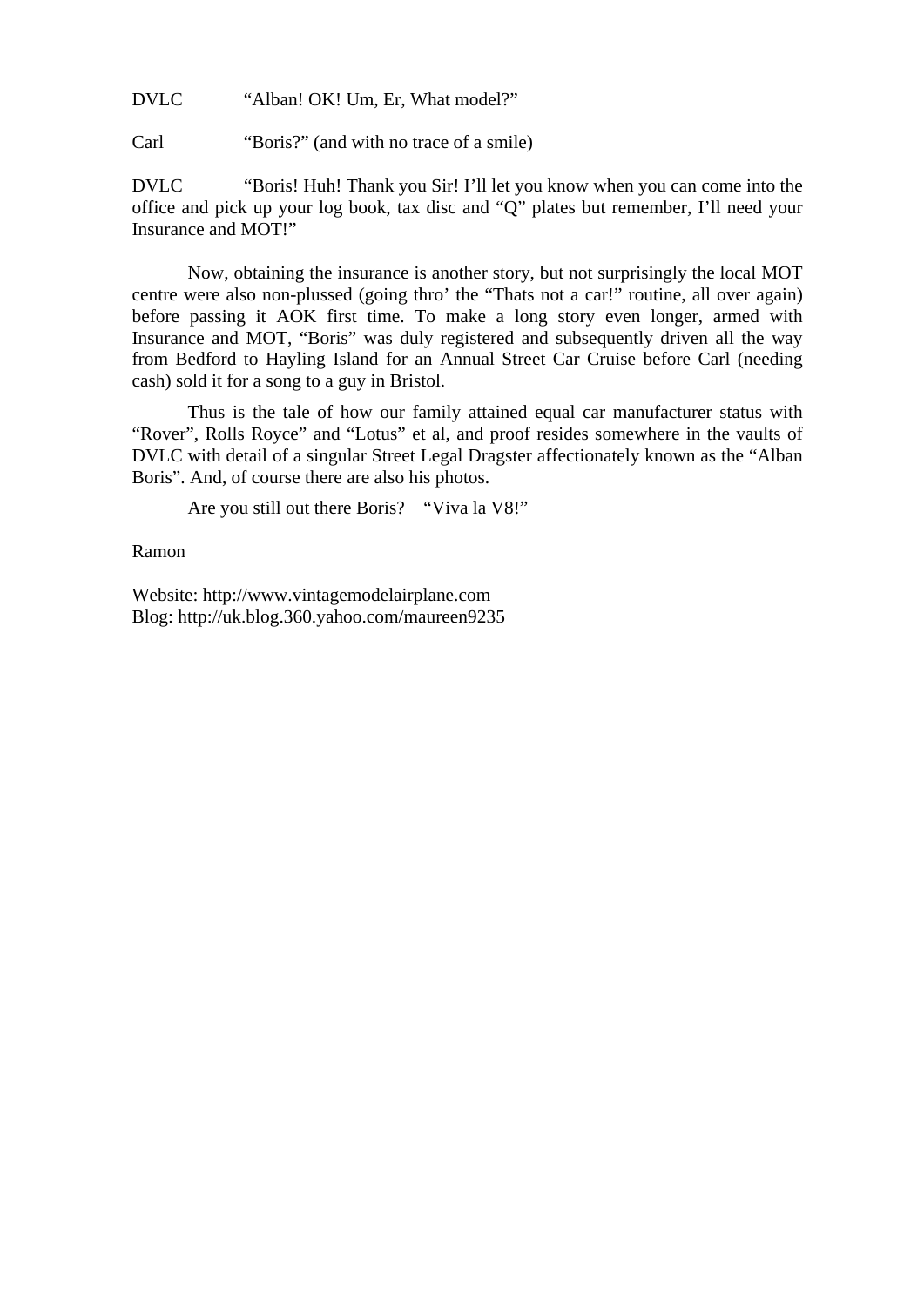DVLC “Alban! OK! Um, Er, What model?”

Carl “Boris?” (and with no trace of a smile)

DVLC “Boris! Huh! Thank you Sir! I’ll let you know when you can come into the office and pick up your log book, tax disc and “Q” plates but remember, I’ll need your Insurance and MOT!”

Now, obtaining the insurance is another story, but not surprisingly the local MOT centre were also non-plussed (going thro’ the “Thats not a car!” routine, all over again) before passing it AOK first time. To make a long story even longer, armed with Insurance and MOT, “Boris” was duly registered and subsequently driven all the way from Bedford to Hayling Island for an Annual Street Car Cruise before Carl (needing cash) sold it for a song to a guy in Bristol.

Thus is the tale of how our family attained equal car manufacturer status with “Rover”, Rolls Royce” and “Lotus” et al, and proof resides somewhere in the vaults of DVLC with detail of a singular Street Legal Dragster affectionately known as the “Alban Boris”. And, of course there are also his photos.

Are you still out there Boris? “Viva la V8!”

Ramon

Website: http://www.vintagemodelairplane.com
Blog: http://uk.blog.360.yahoo.com/maureen9235